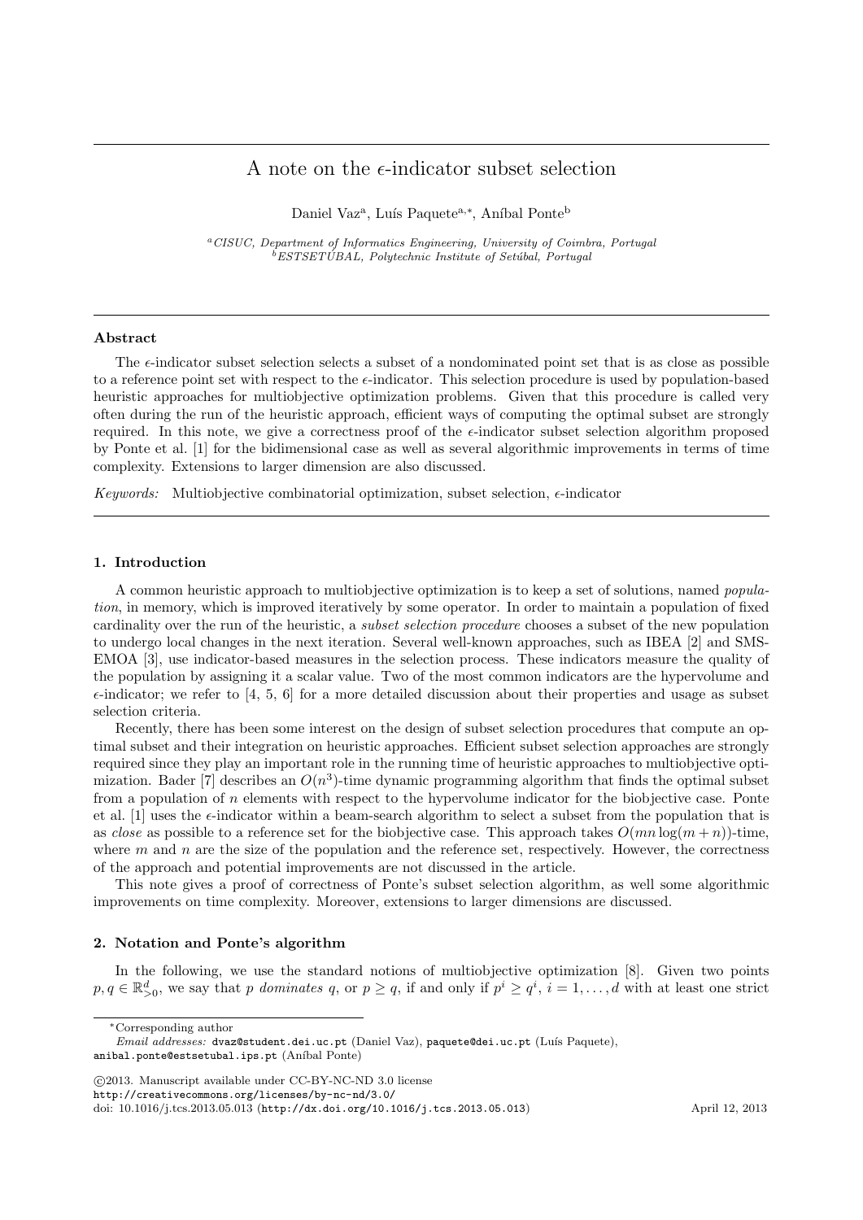# A note on the $\epsilon$-indicator subset selection

Daniel Vaz[a], Luís Paquete[a,*], Aníbal Ponte[b]

[a] *CISUC, Department of Informatics Engineering, University of Coimbra, Portugal*
[b] *ESTSETÚBAL, Polytechnic Institute of Setúbal, Portugal*

---

### Abstract

The $\epsilon$-indicator subset selection selects a subset of a nondominated point set that is as close as possible to a reference point set with respect to the $\epsilon$-indicator. This selection procedure is used by population-based heuristic approaches for multiobjective optimization problems. Given that this procedure is called very often during the run of the heuristic approach, efficient ways of computing the optimal subset are strongly required. In this note, we give a correctness proof of the $\epsilon$-indicator subset selection algorithm proposed by Ponte et al. [1] for the bidimensional case as well as several algorithmic improvements in terms of time complexity. Extensions to larger dimension are also discussed.

*Keywords:* Multiobjective combinatorial optimization, subset selection, $\epsilon$-indicator

---

## 1. Introduction

A common heuristic approach to multiobjective optimization is to keep a set of solutions, named *population*, in memory, which is improved iteratively by some operator. In order to maintain a population of fixed cardinality over the run of the heuristic, a *subset selection procedure* chooses a subset of the new population to undergo local changes in the next iteration. Several well-known approaches, such as IBEA [2] and SMS-EMOA [3], use indicator-based measures in the selection process. These indicators measure the quality of the population by assigning it a scalar value. Two of the most common indicators are the hypervolume and $\epsilon$-indicator; we refer to [4, 5, 6] for a more detailed discussion about their properties and usage as subset selection criteria.

Recently, there has been some interest on the design of subset selection procedures that compute an optimal subset and their integration on heuristic approaches. Efficient subset selection approaches are strongly required since they play an important role in the running time of heuristic approaches to multiobjective optimization. Bader [7] describes an $O(n^3)$-time dynamic programming algorithm that finds the optimal subset from a population of $n$ elements with respect to the hypervolume indicator for the biobjective case. Ponte et al. [1] uses the $\epsilon$-indicator within a beam-search algorithm to select a subset from the population that is as *close* as possible to a reference set for the biobjective case. This approach takes $O(mn \log(m+n))$-time, where $m$ and $n$ are the size of the population and the reference set, respectively. However, the correctness of the approach and potential improvements are not discussed in the article.

This note gives a proof of correctness of Ponte's subset selection algorithm, as well some algorithmic improvements on time complexity. Moreover, extensions to larger dimensions are discussed.

## 2. Notation and Ponte's algorithm

In the following, we use the standard notions of multiobjective optimization [8]. Given two points $p, q \in \mathbb{R}^d_{>0}$, we say that $p$ *dominates* $q$, or $p \succeq q$, if and only if $p^i \geq q^i$, $i = 1, \ldots, d$ with at least one strict

---

*Corresponding author

*Email addresses:* dvaz@student.dei.uc.pt (Daniel Vaz), paquete@dei.uc.pt (Luís Paquete), anibal.ponte@estsetubal.ips.pt (Aníbal Ponte)

©2013. Manuscript available under CC-BY-NC-ND 3.0 license
http://creativecommons.org/licenses/by-nc-nd/3.0/
doi: 10.1016/j.tcs.2013.05.013 (http://dx.doi.org/10.1016/j.tcs.2013.05.013)

April 12, 2013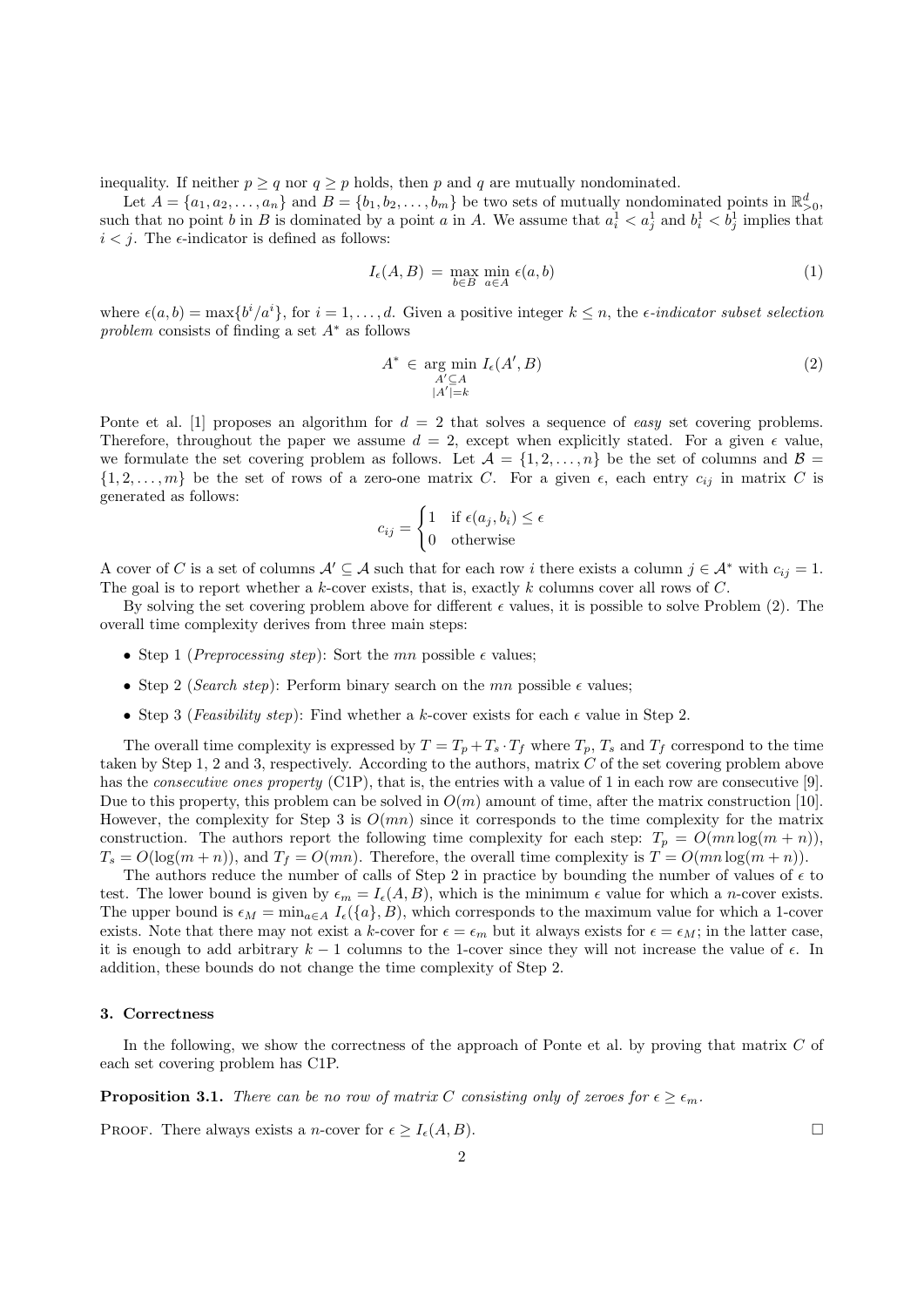inequality. If neither $p \geq q$ nor $q \geq p$ holds, then $p$ and $q$ are mutually nondominated.

Let $A = \{a_1, a_2, \ldots, a_n\}$ and $B = \{b_1, b_2, \ldots, b_m\}$ be two sets of mutually nondominated points in $\mathbb{R}^d_{>0}$, such that no point $b$ in $B$ is dominated by a point $a$ in $A$. We assume that $a^1_i < a^1_j$ and $b^1_i < b^1_j$ implies that $i < j$. The $\epsilon$-indicator is defined as follows:

$$I_\epsilon(A, B) \;=\; \max_{b \in B} \; \min_{a \in A} \; \epsilon(a, b) \tag{1}$$

where $\epsilon(a, b) = \max\{b^i/a^i\}$, for $i = 1, \ldots, d$. Given a positive integer $k \leq n$, the *$\epsilon$-indicator subset selection problem* consists of finding a set $A^*$ as follows

$$A^* \;\in\; \underset{\substack{A' \subseteq A \\ |A'| = k}}{\arg\min} \; I_\epsilon(A', B) \tag{2}$$

Ponte et al. [1] proposes an algorithm for $d = 2$ that solves a sequence of *easy* set covering problems. Therefore, throughout the paper we assume $d = 2$, except when explicitly stated. For a given $\epsilon$ value, we formulate the set covering problem as follows. Let $\mathcal{A} = \{1, 2, \ldots, n\}$ be the set of columns and $\mathcal{B} = \{1, 2, \ldots, m\}$ be the set of rows of a zero-one matrix $C$. For a given $\epsilon$, each entry $c_{ij}$ in matrix $C$ is generated as follows:

$$c_{ij} = \begin{cases} 1 & \text{if } \epsilon(a_j, b_i) \leq \epsilon \\ 0 & \text{otherwise} \end{cases}$$

A cover of $C$ is a set of columns $\mathcal{A}' \subseteq \mathcal{A}$ such that for each row $i$ there exists a column $j \in \mathcal{A}^*$ with $c_{ij} = 1$. The goal is to report whether a $k$-cover exists, that is, exactly $k$ columns cover all rows of $C$.

By solving the set covering problem above for different $\epsilon$ values, it is possible to solve Problem (2). The overall time complexity derives from three main steps:

- Step 1 (*Preprocessing step*): Sort the $mn$ possible $\epsilon$ values;
- Step 2 (*Search step*): Perform binary search on the $mn$ possible $\epsilon$ values;
- Step 3 (*Feasibility step*): Find whether a $k$-cover exists for each $\epsilon$ value in Step 2.

The overall time complexity is expressed by $T = T_p + T_s \cdot T_f$ where $T_p$, $T_s$ and $T_f$ correspond to the time taken by Step 1, 2 and 3, respectively. According to the authors, matrix $C$ of the set covering problem above has the *consecutive ones property* (C1P), that is, the entries with a value of 1 in each row are consecutive [9]. Due to this property, this problem can be solved in $O(m)$ amount of time, after the matrix construction [10]. However, the complexity for Step 3 is $O(mn)$ since it corresponds to the time complexity for the matrix construction. The authors report the following time complexity for each step: $T_p = O(mn \log(m + n))$, $T_s = O(\log(m + n))$, and $T_f = O(mn)$. Therefore, the overall time complexity is $T = O(mn \log(m + n))$.

The authors reduce the number of calls of Step 2 in practice by bounding the number of values of $\epsilon$ to test. The lower bound is given by $\epsilon_m = I_\epsilon(A, B)$, which is the minimum $\epsilon$ value for which a $n$-cover exists. The upper bound is $\epsilon_M = \min_{a \in A} I_\epsilon(\{a\}, B)$, which corresponds to the maximum value for which a 1-cover exists. Note that there may not exist a $k$-cover for $\epsilon = \epsilon_m$ but it always exists for $\epsilon = \epsilon_M$; in the latter case, it is enough to add arbitrary $k - 1$ columns to the 1-cover since they will not increase the value of $\epsilon$. In addition, these bounds do not change the time complexity of Step 2.

### 3. Correctness

In the following, we show the correctness of the approach of Ponte et al. by proving that matrix $C$ of each set covering problem has C1P.

**Proposition 3.1.** *There can be no row of matrix $C$ consisting only of zeroes for $\epsilon \geq \epsilon_m$.*

Proof. There always exists a $n$-cover for $\epsilon \geq I_\epsilon(A, B)$. □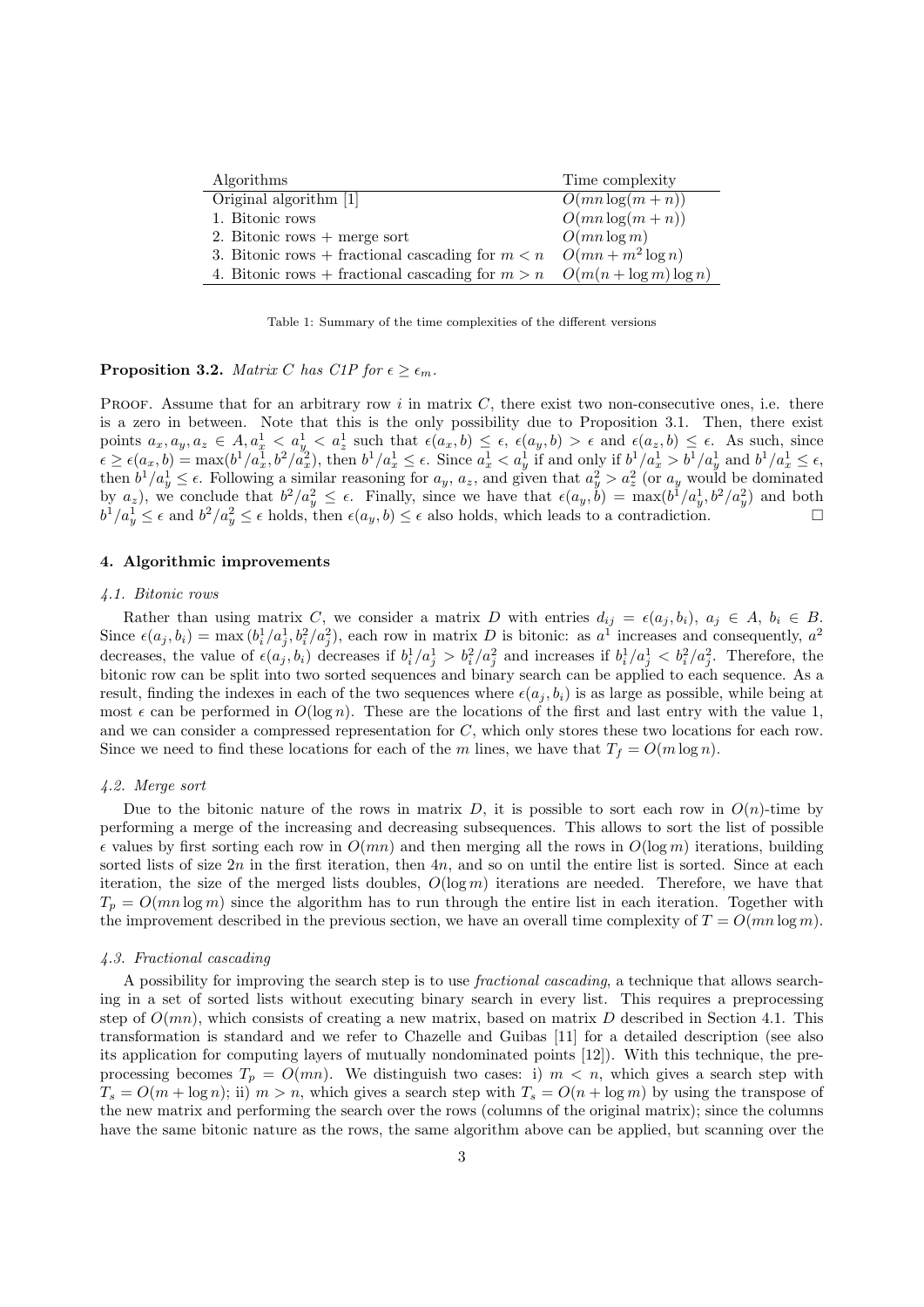| Algorithms | Time complexity |
|---|---|
| Original algorithm [1] | $O(mn \log(m+n))$ |
| 1. Bitonic rows | $O(mn \log(m+n))$ |
| 2. Bitonic rows + merge sort | $O(mn \log m)$ |
| 3. Bitonic rows + fractional cascading for $m < n$ | $O(mn + m^2 \log n)$ |
| 4. Bitonic rows + fractional cascading for $m > n$ | $O(m(n + \log m) \log n)$ |

Table 1: Summary of the time complexities of the different versions

**Proposition 3.2.** *Matrix $C$ has C1P for $\epsilon \geq \epsilon_m$.*

PROOF. Assume that for an arbitrary row $i$ in matrix $C$, there exist two non-consecutive ones, i.e. there is a zero in between. Note that this is the only possibility due to Proposition 3.1. Then, there exist points $a_x, a_y, a_z \in A, a_x^1 < a_y^1 < a_z^1$ such that $\epsilon(a_x, b) \leq \epsilon$, $\epsilon(a_y, b) > \epsilon$ and $\epsilon(a_z, b) \leq \epsilon$. As such, since $\epsilon \geq \epsilon(a_x, b) = \max(b^1/a_x^1, b^2/a_x^2)$, then $b^1/a_x^1 \leq \epsilon$. Since $a_x^1 < a_y^1$ if and only if $b^1/a_x^1 > b^1/a_y^1$ and $b^1/a_x^1 \leq \epsilon$, then $b^1/a_y^1 \leq \epsilon$. Following a similar reasoning for $a_y$, $a_z$, and given that $a_y^2 > a_z^2$ (or $a_y$ would be dominated by $a_z$), we conclude that $b^2/a_y^2 \leq \epsilon$. Finally, since we have that $\epsilon(a_y, b) = \max(b^1/a_y^1, b^2/a_y^2)$ and both $b^1/a_y^1 \leq \epsilon$ and $b^2/a_y^2 \leq \epsilon$ holds, then $\epsilon(a_y, b) \leq \epsilon$ also holds, which leads to a contradiction. □

## 4. Algorithmic improvements

### *4.1. Bitonic rows*

Rather than using matrix $C$, we consider a matrix $D$ with entries $d_{ij} = \epsilon(a_j, b_i)$, $a_j \in A$, $b_i \in B$. Since $\epsilon(a_j, b_i) = \max(b_i^1/a_j^1, b_i^2/a_j^2)$, each row in matrix $D$ is bitonic: as $a^1$ increases and consequently, $a^2$ decreases, the value of $\epsilon(a_j, b_i)$ decreases if $b_i^1/a_j^1 > b_i^2/a_j^2$ and increases if $b_i^1/a_j^1 < b_i^2/a_j^2$. Therefore, the bitonic row can be split into two sorted sequences and binary search can be applied to each sequence. As a result, finding the indexes in each of the two sequences where $\epsilon(a_j, b_i)$ is as large as possible, while being at most $\epsilon$ can be performed in $O(\log n)$. These are the locations of the first and last entry with the value 1, and we can consider a compressed representation for $C$, which only stores these two locations for each row. Since we need to find these locations for each of the $m$ lines, we have that $T_f = O(m \log n)$.

### *4.2. Merge sort*

Due to the bitonic nature of the rows in matrix $D$, it is possible to sort each row in $O(n)$-time by performing a merge of the increasing and decreasing subsequences. This allows to sort the list of possible $\epsilon$ values by first sorting each row in $O(mn)$ and then merging all the rows in $O(\log m)$ iterations, building sorted lists of size $2n$ in the first iteration, then $4n$, and so on until the entire list is sorted. Since at each iteration, the size of the merged lists doubles, $O(\log m)$ iterations are needed. Therefore, we have that $T_p = O(mn \log m)$ since the algorithm has to run through the entire list in each iteration. Together with the improvement described in the previous section, we have an overall time complexity of $T = O(mn \log m)$.

### *4.3. Fractional cascading*

A possibility for improving the search step is to use *fractional cascading*, a technique that allows searching in a set of sorted lists without executing binary search in every list. This requires a preprocessing step of $O(mn)$, which consists of creating a new matrix, based on matrix $D$ described in Section 4.1. This transformation is standard and we refer to Chazelle and Guibas [11] for a detailed description (see also its application for computing layers of mutually nondominated points [12]). With this technique, the preprocessing becomes $T_p = O(mn)$. We distinguish two cases: i) $m < n$, which gives a search step with $T_s = O(m + \log n)$; ii) $m > n$, which gives a search step with $T_s = O(n + \log m)$ by using the transpose of the new matrix and performing the search over the rows (columns of the original matrix); since the columns have the same bitonic nature as the rows, the same algorithm above can be applied, but scanning over the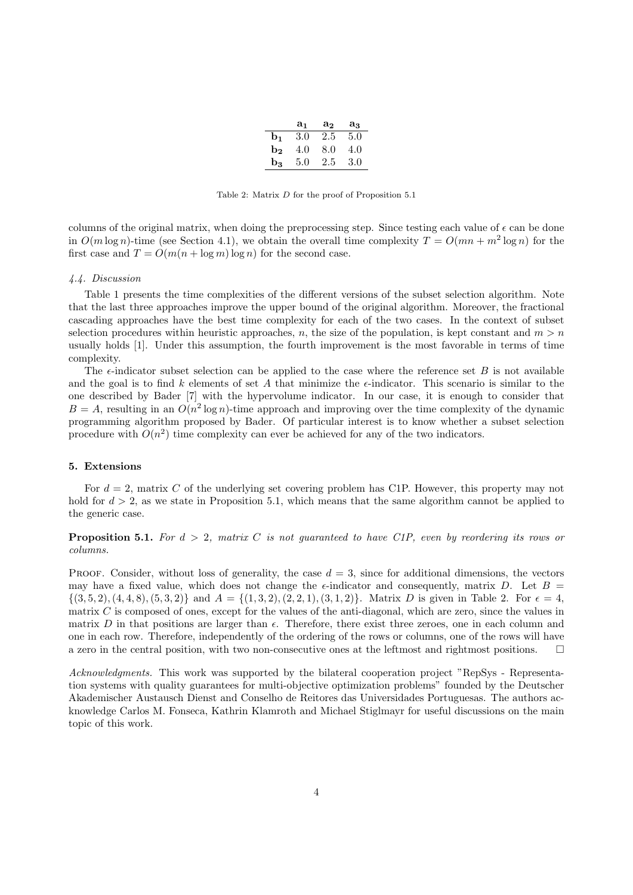|  | $\mathbf{a_1}$ | $\mathbf{a_2}$ | $\mathbf{a_3}$ |
|---|---|---|---|
| $\mathbf{b_1}$ | 3.0 | 2.5 | 5.0 |
| $\mathbf{b_2}$ | 4.0 | 8.0 | 4.0 |
| $\mathbf{b_3}$ | 5.0 | 2.5 | 3.0 |

Table 2: Matrix $D$ for the proof of Proposition 5.1

columns of the original matrix, when doing the preprocessing step. Since testing each value of $\epsilon$ can be done in $O(m \log n)$-time (see Section 4.1), we obtain the overall time complexity $T = O(mn + m^2 \log n)$ for the first case and $T = O(m(n + \log m) \log n)$ for the second case.

#### *4.4. Discussion*

Table 1 presents the time complexities of the different versions of the subset selection algorithm. Note that the last three approaches improve the upper bound of the original algorithm. Moreover, the fractional cascading approaches have the best time complexity for each of the two cases. In the context of subset selection procedures within heuristic approaches, $n$, the size of the population, is kept constant and $m > n$ usually holds [1]. Under this assumption, the fourth improvement is the most favorable in terms of time complexity.

The $\epsilon$-indicator subset selection can be applied to the case where the reference set $B$ is not available and the goal is to find $k$ elements of set $A$ that minimize the $\epsilon$-indicator. This scenario is similar to the one described by Bader [7] with the hypervolume indicator. In our case, it is enough to consider that $B = A$, resulting in an $O(n^2 \log n)$-time approach and improving over the time complexity of the dynamic programming algorithm proposed by Bader. Of particular interest is to know whether a subset selection procedure with $O(n^2)$ time complexity can ever be achieved for any of the two indicators.

## 5. Extensions

For $d = 2$, matrix $C$ of the underlying set covering problem has C1P. However, this property may not hold for $d > 2$, as we state in Proposition 5.1, which means that the same algorithm cannot be applied to the generic case.

**Proposition 5.1.** *For $d > 2$, matrix $C$ is not guaranteed to have C1P, even by reordering its rows or columns.*

Proof. Consider, without loss of generality, the case $d = 3$, since for additional dimensions, the vectors may have a fixed value, which does not change the $\epsilon$-indicator and consequently, matrix $D$. Let $B = \{(3, 5, 2), (4, 4, 8), (5, 3, 2)\}$ and $A = \{(1, 3, 2), (2, 2, 1), (3, 1, 2)\}$. Matrix $D$ is given in Table 2. For $\epsilon = 4$, matrix $C$ is composed of ones, except for the values of the anti-diagonal, which are zero, since the values in matrix $D$ in that positions are larger than $\epsilon$. Therefore, there exist three zeroes, one in each column and one in each row. Therefore, independently of the ordering of the rows or columns, one of the rows will have a zero in the central position, with two non-consecutive ones at the leftmost and rightmost positions. $\square$

*Acknowledgments.* This work was supported by the bilateral cooperation project "RepSys - Representation systems with quality guarantees for multi-objective optimization problems" founded by the Deutscher Akademischer Austausch Dienst and Conselho de Reitores das Universidades Portuguesas. The authors acknowledge Carlos M. Fonseca, Kathrin Klamroth and Michael Stiglmayr for useful discussions on the main topic of this work.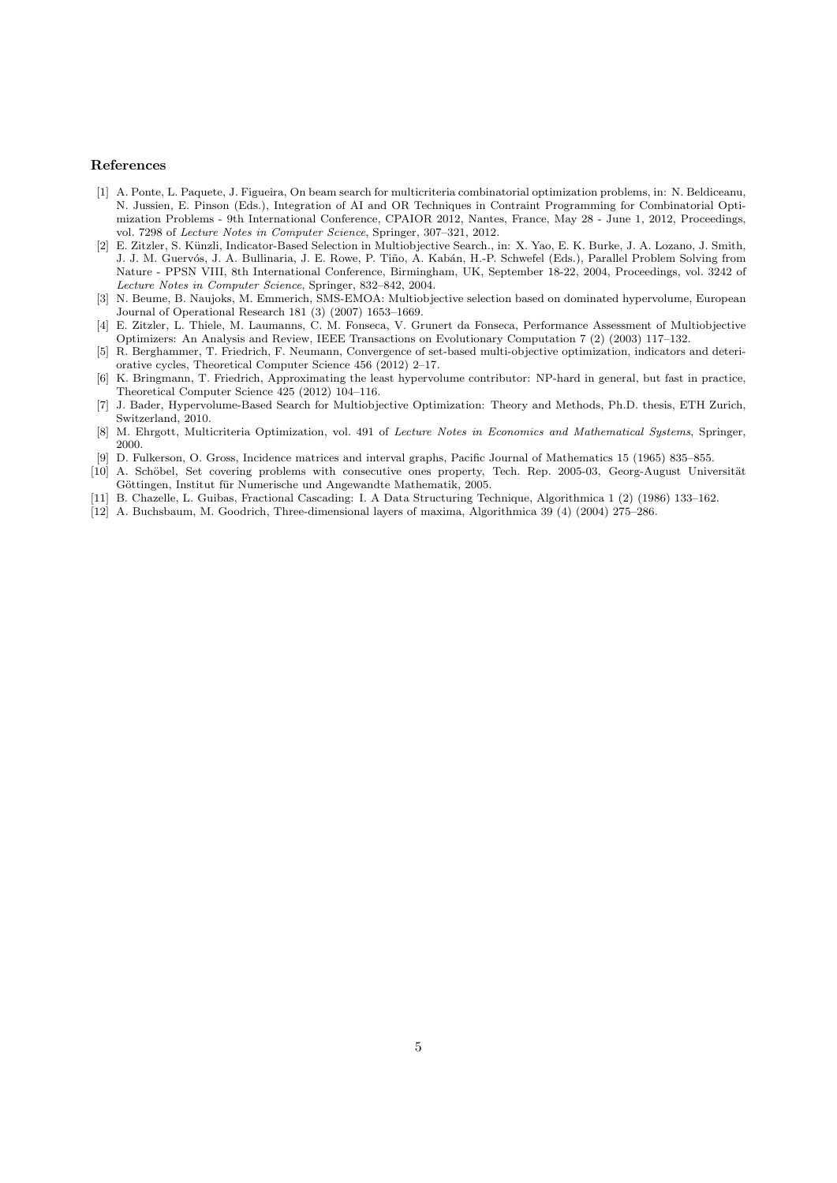## References

- [1] A. Ponte, L. Paquete, J. Figueira, On beam search for multicriteria combinatorial optimization problems, in: N. Beldiceanu, N. Jussien, E. Pinson (Eds.), Integration of AI and OR Techniques in Contraint Programming for Combinatorial Optimization Problems - 9th International Conference, CPAIOR 2012, Nantes, France, May 28 - June 1, 2012, Proceedings, vol. 7298 of *Lecture Notes in Computer Science*, Springer, 307–321, 2012.
- [2] E. Zitzler, S. Künzli, Indicator-Based Selection in Multiobjective Search., in: X. Yao, E. K. Burke, J. A. Lozano, J. Smith, J. J. M. Guervós, J. A. Bullinaria, J. E. Rowe, P. Tiño, A. Kabán, H.-P. Schwefel (Eds.), Parallel Problem Solving from Nature - PPSN VIII, 8th International Conference, Birmingham, UK, September 18-22, 2004, Proceedings, vol. 3242 of *Lecture Notes in Computer Science*, Springer, 832–842, 2004.
- [3] N. Beume, B. Naujoks, M. Emmerich, SMS-EMOA: Multiobjective selection based on dominated hypervolume, European Journal of Operational Research 181 (3) (2007) 1653–1669.
- [4] E. Zitzler, L. Thiele, M. Laumanns, C. M. Fonseca, V. Grunert da Fonseca, Performance Assessment of Multiobjective Optimizers: An Analysis and Review, IEEE Transactions on Evolutionary Computation 7 (2) (2003) 117–132.
- [5] R. Berghammer, T. Friedrich, F. Neumann, Convergence of set-based multi-objective optimization, indicators and deteriorative cycles, Theoretical Computer Science 456 (2012) 2–17.
- [6] K. Bringmann, T. Friedrich, Approximating the least hypervolume contributor: NP-hard in general, but fast in practice, Theoretical Computer Science 425 (2012) 104–116.
- [7] J. Bader, Hypervolume-Based Search for Multiobjective Optimization: Theory and Methods, Ph.D. thesis, ETH Zurich, Switzerland, 2010.
- [8] M. Ehrgott, Multicriteria Optimization, vol. 491 of *Lecture Notes in Economics and Mathematical Systems*, Springer, 2000.
- [9] D. Fulkerson, O. Gross, Incidence matrices and interval graphs, Pacific Journal of Mathematics 15 (1965) 835–855.
- [10] A. Schöbel, Set covering problems with consecutive ones property, Tech. Rep. 2005-03, Georg-August Universität Göttingen, Institut für Numerische und Angewandte Mathematik, 2005.
- [11] B. Chazelle, L. Guibas, Fractional Cascading: I. A Data Structuring Technique, Algorithmica 1 (2) (1986) 133–162.
- [12] A. Buchsbaum, M. Goodrich, Three-dimensional layers of maxima, Algorithmica 39 (4) (2004) 275–286.